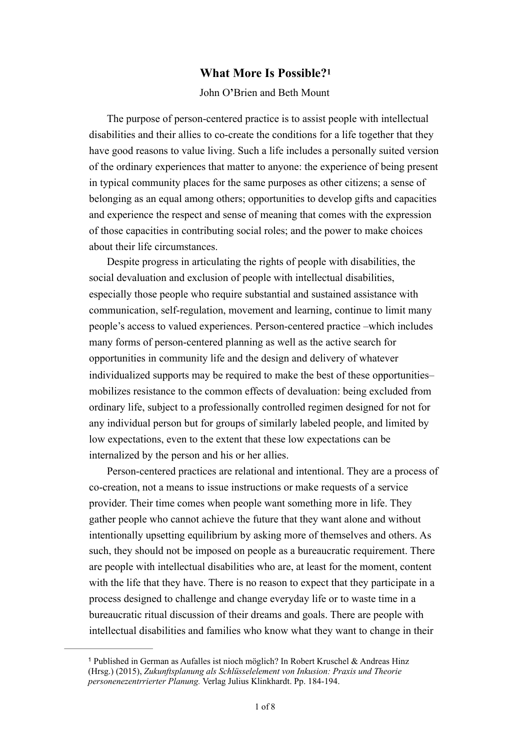# What More Is Possible?[1]

John O'Brien and Beth Mount

The purpose of person-centered practice is to assist people with intellectual disabilities and their allies to co-create the conditions for a life together that they have good reasons to value living. Such a life includes a personally suited version of the ordinary experiences that matter to anyone: the experience of being present in typical community places for the same purposes as other citizens; a sense of belonging as an equal among others; opportunities to develop gifts and capacities and experience the respect and sense of meaning that comes with the expression of those capacities in contributing social roles; and the power to make choices about their life circumstances.

Despite progress in articulating the rights of people with disabilities, the social devaluation and exclusion of people with intellectual disabilities, especially those people who require substantial and sustained assistance with communication, self-regulation, movement and learning, continue to limit many people's access to valued experiences. Person-centered practice –which includes many forms of person-centered planning as well as the active search for opportunities in community life and the design and delivery of whatever individualized supports may be required to make the best of these opportunities– mobilizes resistance to the common effects of devaluation: being excluded from ordinary life, subject to a professionally controlled regimen designed for not for any individual person but for groups of similarly labeled people, and limited by low expectations, even to the extent that these low expectations can be internalized by the person and his or her allies.

Person-centered practices are relational and intentional. They are a process of co-creation, not a means to issue instructions or make requests of a service provider. Their time comes when people want something more in life. They gather people who cannot achieve the future that they want alone and without intentionally upsetting equilibrium by asking more of themselves and others. As such, they should not be imposed on people as a bureaucratic requirement. There are people with intellectual disabilities who are, at least for the moment, content with the life that they have. There is no reason to expect that they participate in a process designed to challenge and change everyday life or to waste time in a bureaucratic ritual discussion of their dreams and goals. There are people with intellectual disabilities and families who know what they want to change in their

---

[1] Published in German as Aufalles ist nioch möglich? In Robert Kruschel & Andreas Hinz (Hrsg.) (2015), *Zukunftsplanung als Schlüsselelement von Inkusion: Praxis und Theorie personenezentrrierter Planung.* Verlag Julius Klinkhardt. Pp. 184-194.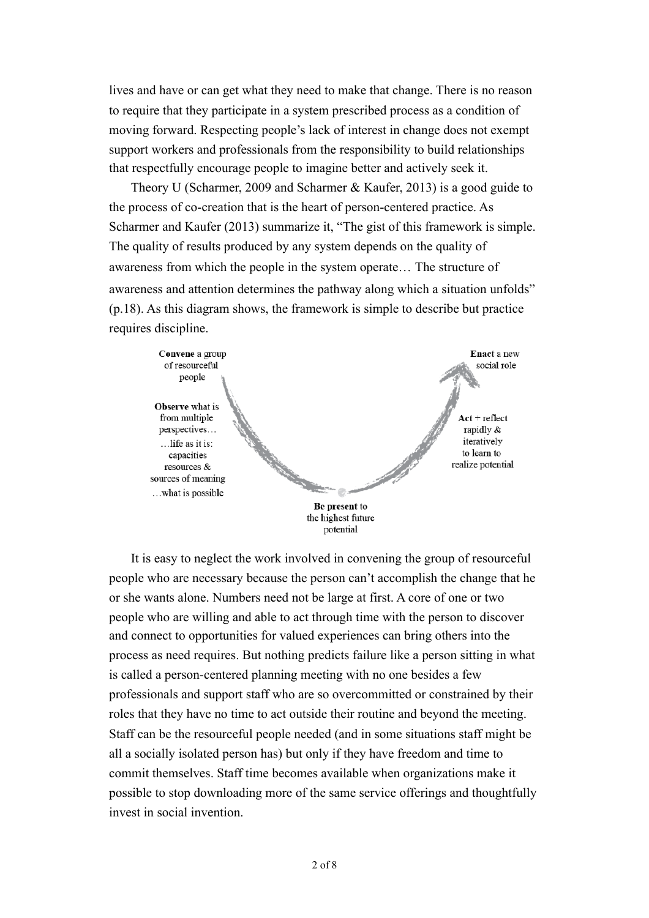lives and have or can get what they need to make that change. There is no reason to require that they participate in a system prescribed process as a condition of moving forward. Respecting people's lack of interest in change does not exempt support workers and professionals from the responsibility to build relationships that respectfully encourage people to imagine better and actively seek it.

Theory U (Scharmer, 2009 and Scharmer & Kaufer, 2013) is a good guide to the process of co-creation that is the heart of person-centered practice. As Scharmer and Kaufer (2013) summarize it, "The gist of this framework is simple. The quality of results produced by any system depends on the quality of awareness from which the people in the system operate… The structure of awareness and attention determines the pathway along which a situation unfolds" (p.18). As this diagram shows, the framework is simple to describe but practice requires discipline.

**Convene** a group of resourceful people

**Observe** what is from multiple perspectives…

…life as it is: capacities resources & sources of meaning

…what is possible

**Be present** to the highest future potential

**Act** + reflect rapidly & iteratively to learn to realize potential

**Enact** a new social role

It is easy to neglect the work involved in convening the group of resourceful people who are necessary because the person can't accomplish the change that he or she wants alone. Numbers need not be large at first. A core of one or two people who are willing and able to act through time with the person to discover and connect to opportunities for valued experiences can bring others into the process as need requires. But nothing predicts failure like a person sitting in what is called a person-centered planning meeting with no one besides a few professionals and support staff who are so overcommitted or constrained by their roles that they have no time to act outside their routine and beyond the meeting. Staff can be the resourceful people needed (and in some situations staff might be all a socially isolated person has) but only if they have freedom and time to commit themselves. Staff time becomes available when organizations make it possible to stop downloading more of the same service offerings and thoughtfully invest in social invention.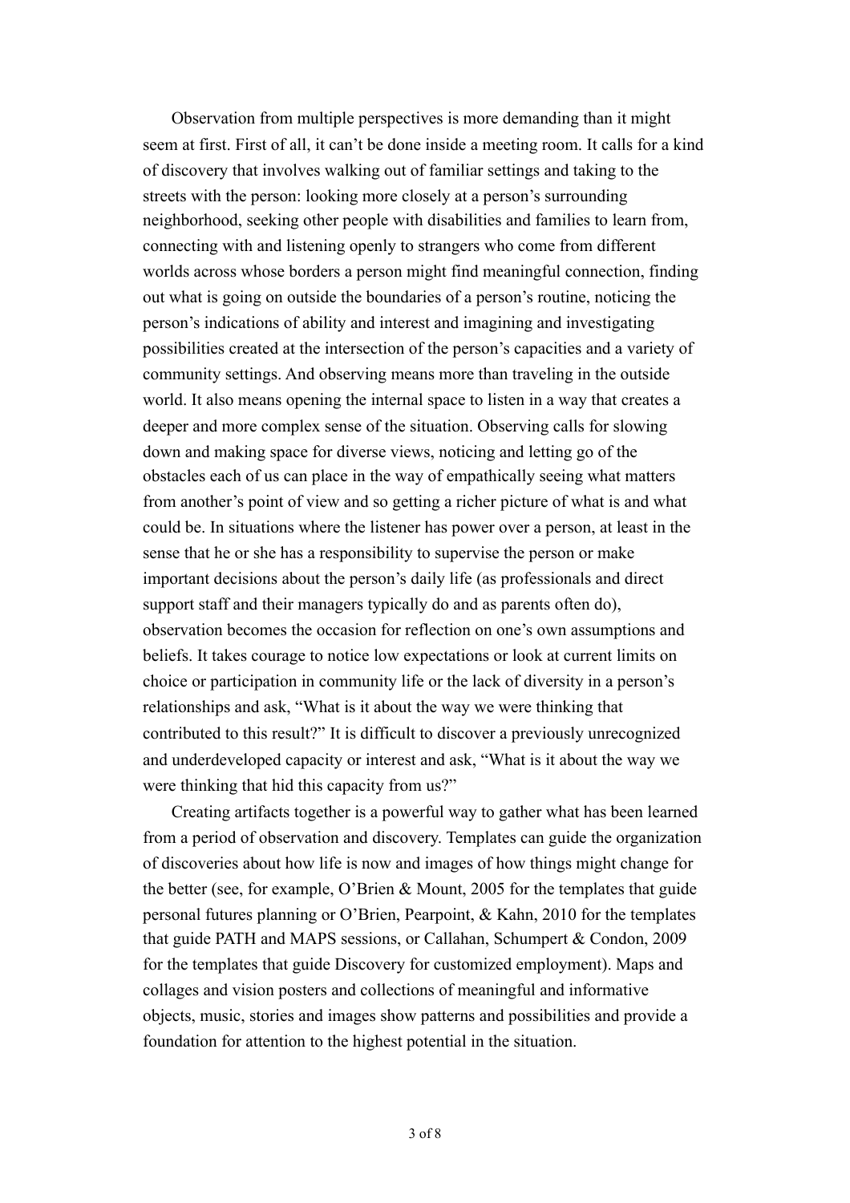Observation from multiple perspectives is more demanding than it might seem at first. First of all, it can't be done inside a meeting room. It calls for a kind of discovery that involves walking out of familiar settings and taking to the streets with the person: looking more closely at a person's surrounding neighborhood, seeking other people with disabilities and families to learn from, connecting with and listening openly to strangers who come from different worlds across whose borders a person might find meaningful connection, finding out what is going on outside the boundaries of a person's routine, noticing the person's indications of ability and interest and imagining and investigating possibilities created at the intersection of the person's capacities and a variety of community settings. And observing means more than traveling in the outside world. It also means opening the internal space to listen in a way that creates a deeper and more complex sense of the situation. Observing calls for slowing down and making space for diverse views, noticing and letting go of the obstacles each of us can place in the way of empathically seeing what matters from another's point of view and so getting a richer picture of what is and what could be. In situations where the listener has power over a person, at least in the sense that he or she has a responsibility to supervise the person or make important decisions about the person's daily life (as professionals and direct support staff and their managers typically do and as parents often do), observation becomes the occasion for reflection on one's own assumptions and beliefs. It takes courage to notice low expectations or look at current limits on choice or participation in community life or the lack of diversity in a person's relationships and ask, "What is it about the way we were thinking that contributed to this result?" It is difficult to discover a previously unrecognized and underdeveloped capacity or interest and ask, "What is it about the way we were thinking that hid this capacity from us?"

Creating artifacts together is a powerful way to gather what has been learned from a period of observation and discovery. Templates can guide the organization of discoveries about how life is now and images of how things might change for the better (see, for example, O'Brien & Mount, 2005 for the templates that guide personal futures planning or O'Brien, Pearpoint, & Kahn, 2010 for the templates that guide PATH and MAPS sessions, or Callahan, Schumpert & Condon, 2009 for the templates that guide Discovery for customized employment). Maps and collages and vision posters and collections of meaningful and informative objects, music, stories and images show patterns and possibilities and provide a foundation for attention to the highest potential in the situation.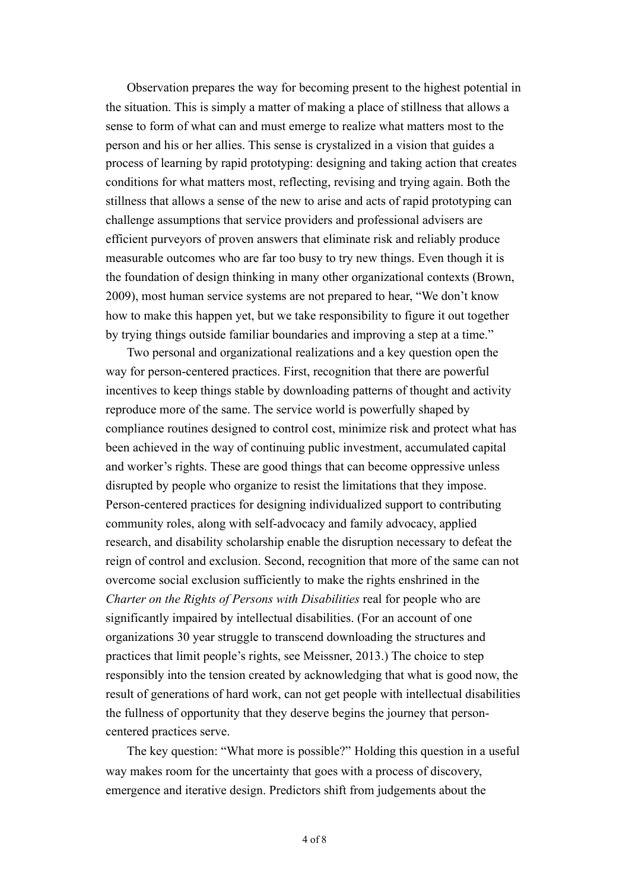Observation prepares the way for becoming present to the highest potential in the situation. This is simply a matter of making a place of stillness that allows a sense to form of what can and must emerge to realize what matters most to the person and his or her allies. This sense is crystalized in a vision that guides a process of learning by rapid prototyping: designing and taking action that creates conditions for what matters most, reflecting, revising and trying again. Both the stillness that allows a sense of the new to arise and acts of rapid prototyping can challenge assumptions that service providers and professional advisers are efficient purveyors of proven answers that eliminate risk and reliably produce measurable outcomes who are far too busy to try new things. Even though it is the foundation of design thinking in many other organizational contexts (Brown, 2009), most human service systems are not prepared to hear, "We don't know how to make this happen yet, but we take responsibility to figure it out together by trying things outside familiar boundaries and improving a step at a time."

Two personal and organizational realizations and a key question open the way for person-centered practices. First, recognition that there are powerful incentives to keep things stable by downloading patterns of thought and activity reproduce more of the same. The service world is powerfully shaped by compliance routines designed to control cost, minimize risk and protect what has been achieved in the way of continuing public investment, accumulated capital and worker's rights. These are good things that can become oppressive unless disrupted by people who organize to resist the limitations that they impose. Person-centered practices for designing individualized support to contributing community roles, along with self-advocacy and family advocacy, applied research, and disability scholarship enable the disruption necessary to defeat the reign of control and exclusion. Second, recognition that more of the same can not overcome social exclusion sufficiently to make the rights enshrined in the *Charter on the Rights of Persons with Disabilities* real for people who are significantly impaired by intellectual disabilities. (For an account of one organizations 30 year struggle to transcend downloading the structures and practices that limit people's rights, see Meissner, 2013.) The choice to step responsibly into the tension created by acknowledging that what is good now, the result of generations of hard work, can not get people with intellectual disabilities the fullness of opportunity that they deserve begins the journey that person-centered practices serve.

The key question: "What more is possible?" Holding this question in a useful way makes room for the uncertainty that goes with a process of discovery, emergence and iterative design. Predictors shift from judgements about the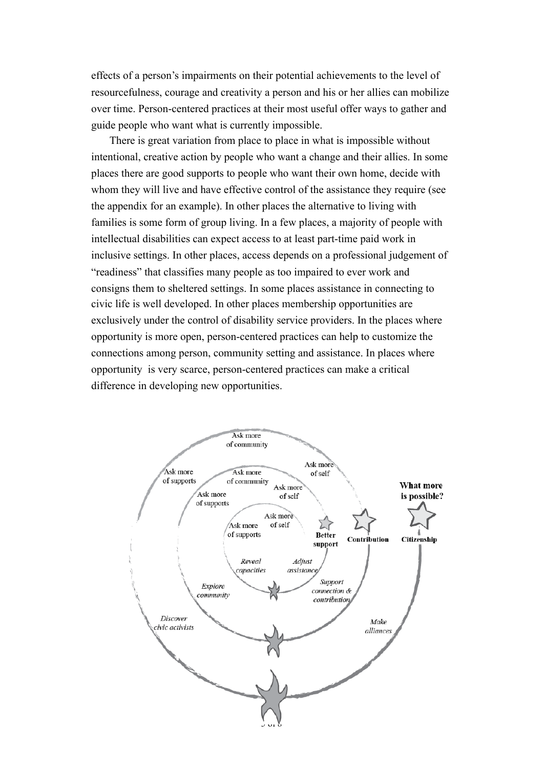effects of a person's impairments on their potential achievements to the level of resourcefulness, courage and creativity a person and his or her allies can mobilize over time. Person-centered practices at their most useful offer ways to gather and guide people who want what is currently impossible.

There is great variation from place to place in what is impossible without intentional, creative action by people who want a change and their allies. In some places there are good supports to people who want their own home, decide with whom they will live and have effective control of the assistance they require (see the appendix for an example). In other places the alternative to living with families is some form of group living. In a few places, a majority of people with intellectual disabilities can expect access to at least part-time paid work in inclusive settings. In other places, access depends on a professional judgement of "readiness" that classifies many people as too impaired to ever work and consigns them to sheltered settings. In some places assistance in connecting to civic life is well developed. In other places membership opportunities are exclusively under the control of disability service providers. In the places where opportunity is more open, person-centered practices can help to customize the connections among person, community setting and assistance. In places where opportunity is very scarce, person-centered practices can make a critical difference in developing new opportunities.

Ask more of community

Ask more of supports

Ask more of self

Ask more of community

Ask more of self

Ask more of supports

Ask more of self

Ask more of supports

Better support

Contribution

What more is possible?

Citizenship

*Reveal capacities*

*Adjust assistance*

*Explore community*

*Support connection & contribution*

*Discover civic activists*

*Make alliances*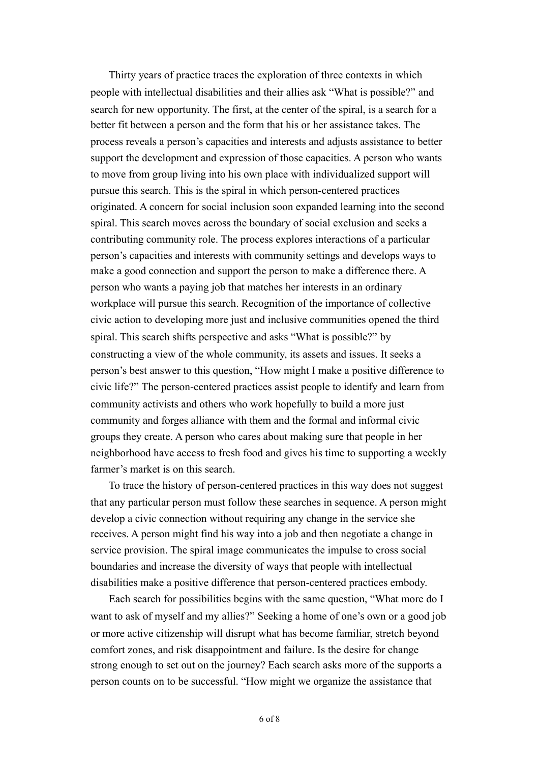Thirty years of practice traces the exploration of three contexts in which people with intellectual disabilities and their allies ask "What is possible?" and search for new opportunity. The first, at the center of the spiral, is a search for a better fit between a person and the form that his or her assistance takes. The process reveals a person's capacities and interests and adjusts assistance to better support the development and expression of those capacities. A person who wants to move from group living into his own place with individualized support will pursue this search. This is the spiral in which person-centered practices originated. A concern for social inclusion soon expanded learning into the second spiral. This search moves across the boundary of social exclusion and seeks a contributing community role. The process explores interactions of a particular person's capacities and interests with community settings and develops ways to make a good connection and support the person to make a difference there. A person who wants a paying job that matches her interests in an ordinary workplace will pursue this search. Recognition of the importance of collective civic action to developing more just and inclusive communities opened the third spiral. This search shifts perspective and asks "What is possible?" by constructing a view of the whole community, its assets and issues. It seeks a person's best answer to this question, "How might I make a positive difference to civic life?" The person-centered practices assist people to identify and learn from community activists and others who work hopefully to build a more just community and forges alliance with them and the formal and informal civic groups they create. A person who cares about making sure that people in her neighborhood have access to fresh food and gives his time to supporting a weekly farmer's market is on this search.

To trace the history of person-centered practices in this way does not suggest that any particular person must follow these searches in sequence. A person might develop a civic connection without requiring any change in the service she receives. A person might find his way into a job and then negotiate a change in service provision. The spiral image communicates the impulse to cross social boundaries and increase the diversity of ways that people with intellectual disabilities make a positive difference that person-centered practices embody.

Each search for possibilities begins with the same question, "What more do I want to ask of myself and my allies?" Seeking a home of one's own or a good job or more active citizenship will disrupt what has become familiar, stretch beyond comfort zones, and risk disappointment and failure. Is the desire for change strong enough to set out on the journey? Each search asks more of the supports a person counts on to be successful. "How might we organize the assistance that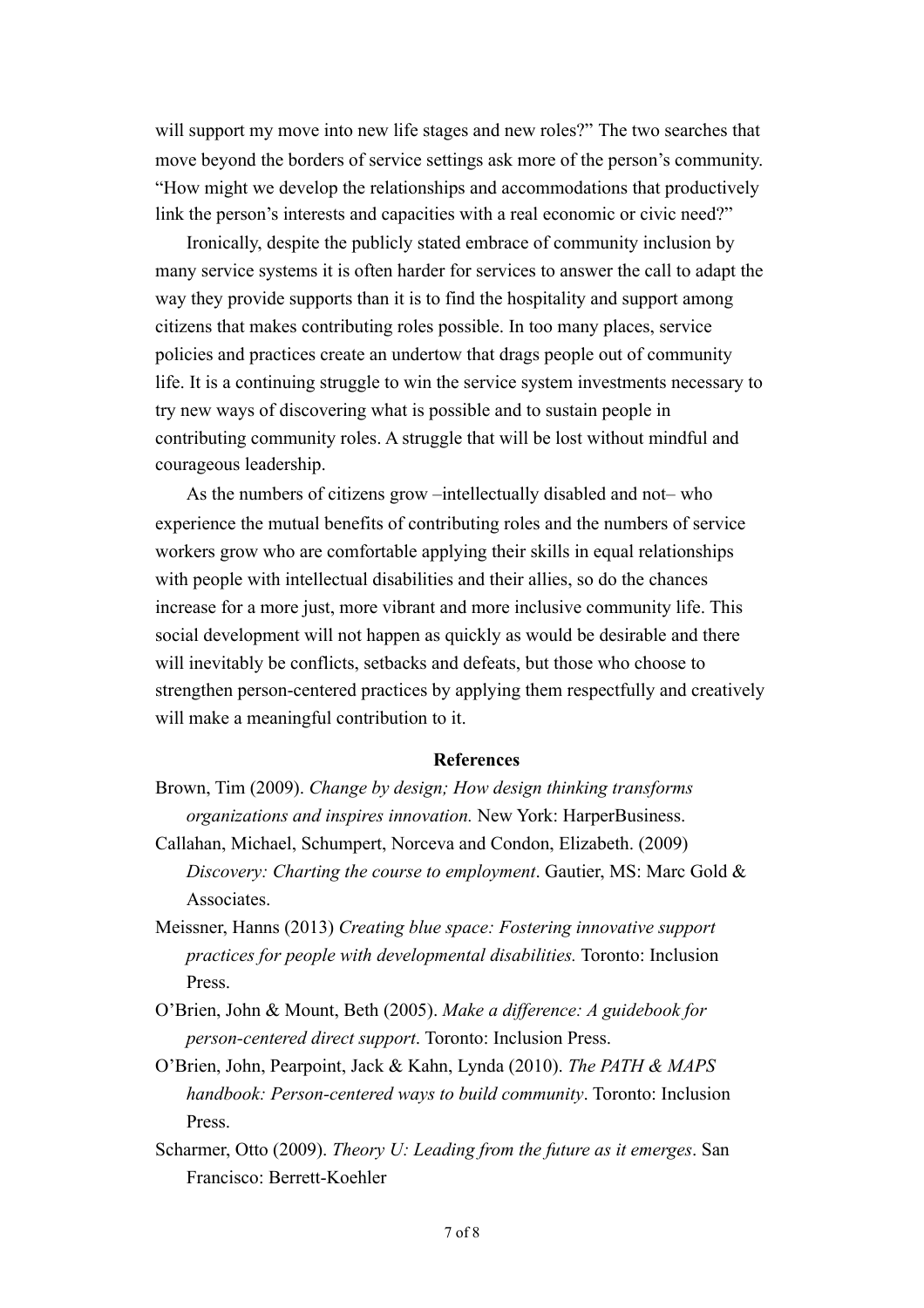will support my move into new life stages and new roles?" The two searches that move beyond the borders of service settings ask more of the person's community. "How might we develop the relationships and accommodations that productively link the person's interests and capacities with a real economic or civic need?"

Ironically, despite the publicly stated embrace of community inclusion by many service systems it is often harder for services to answer the call to adapt the way they provide supports than it is to find the hospitality and support among citizens that makes contributing roles possible. In too many places, service policies and practices create an undertow that drags people out of community life. It is a continuing struggle to win the service system investments necessary to try new ways of discovering what is possible and to sustain people in contributing community roles. A struggle that will be lost without mindful and courageous leadership.

As the numbers of citizens grow –intellectually disabled and not– who experience the mutual benefits of contributing roles and the numbers of service workers grow who are comfortable applying their skills in equal relationships with people with intellectual disabilities and their allies, so do the chances increase for a more just, more vibrant and more inclusive community life. This social development will not happen as quickly as would be desirable and there will inevitably be conflicts, setbacks and defeats, but those who choose to strengthen person-centered practices by applying them respectfully and creatively will make a meaningful contribution to it.

## References

Brown, Tim (2009). *Change by design; How design thinking transforms organizations and inspires innovation.* New York: HarperBusiness.

Callahan, Michael, Schumpert, Norceva and Condon, Elizabeth. (2009) *Discovery: Charting the course to employment*. Gautier, MS: Marc Gold & Associates.

Meissner, Hanns (2013) *Creating blue space: Fostering innovative support practices for people with developmental disabilities.* Toronto: Inclusion Press.

O'Brien, John & Mount, Beth (2005). *Make a difference: A guidebook for person-centered direct support*. Toronto: Inclusion Press.

O'Brien, John, Pearpoint, Jack & Kahn, Lynda (2010). *The PATH & MAPS handbook: Person-centered ways to build community*. Toronto: Inclusion Press.

Scharmer, Otto (2009). *Theory U: Leading from the future as it emerges*. San Francisco: Berrett-Koehler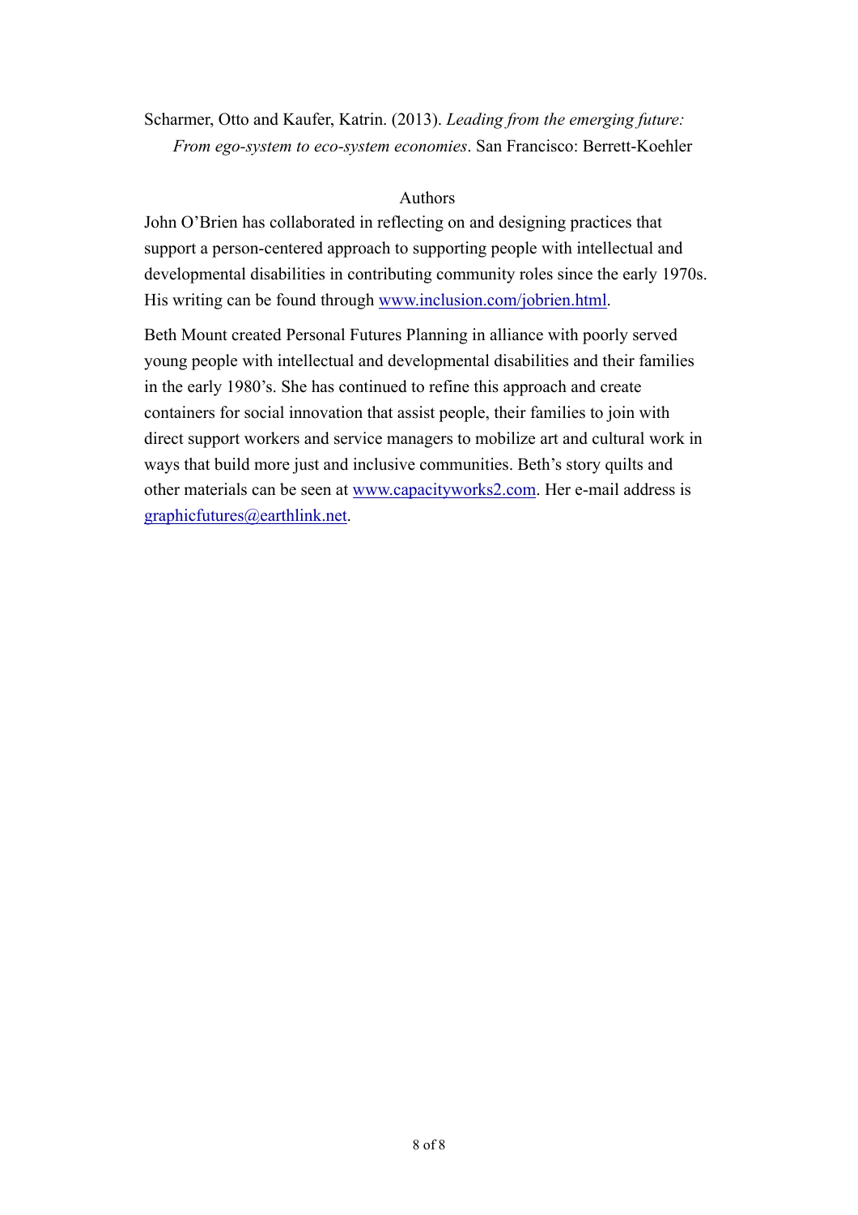Scharmer, Otto and Kaufer, Katrin. (2013). *Leading from the emerging future: From ego-system to eco-system economies*. San Francisco: Berrett-Koehler

## Authors

John O'Brien has collaborated in reflecting on and designing practices that support a person-centered approach to supporting people with intellectual and developmental disabilities in contributing community roles since the early 1970s. His writing can be found through www.inclusion.com/jobrien.html.

Beth Mount created Personal Futures Planning in alliance with poorly served young people with intellectual and developmental disabilities and their families in the early 1980's. She has continued to refine this approach and create containers for social innovation that assist people, their families to join with direct support workers and service managers to mobilize art and cultural work in ways that build more just and inclusive communities. Beth's story quilts and other materials can be seen at www.capacityworks2.com. Her e-mail address is graphicfutures@earthlink.net.